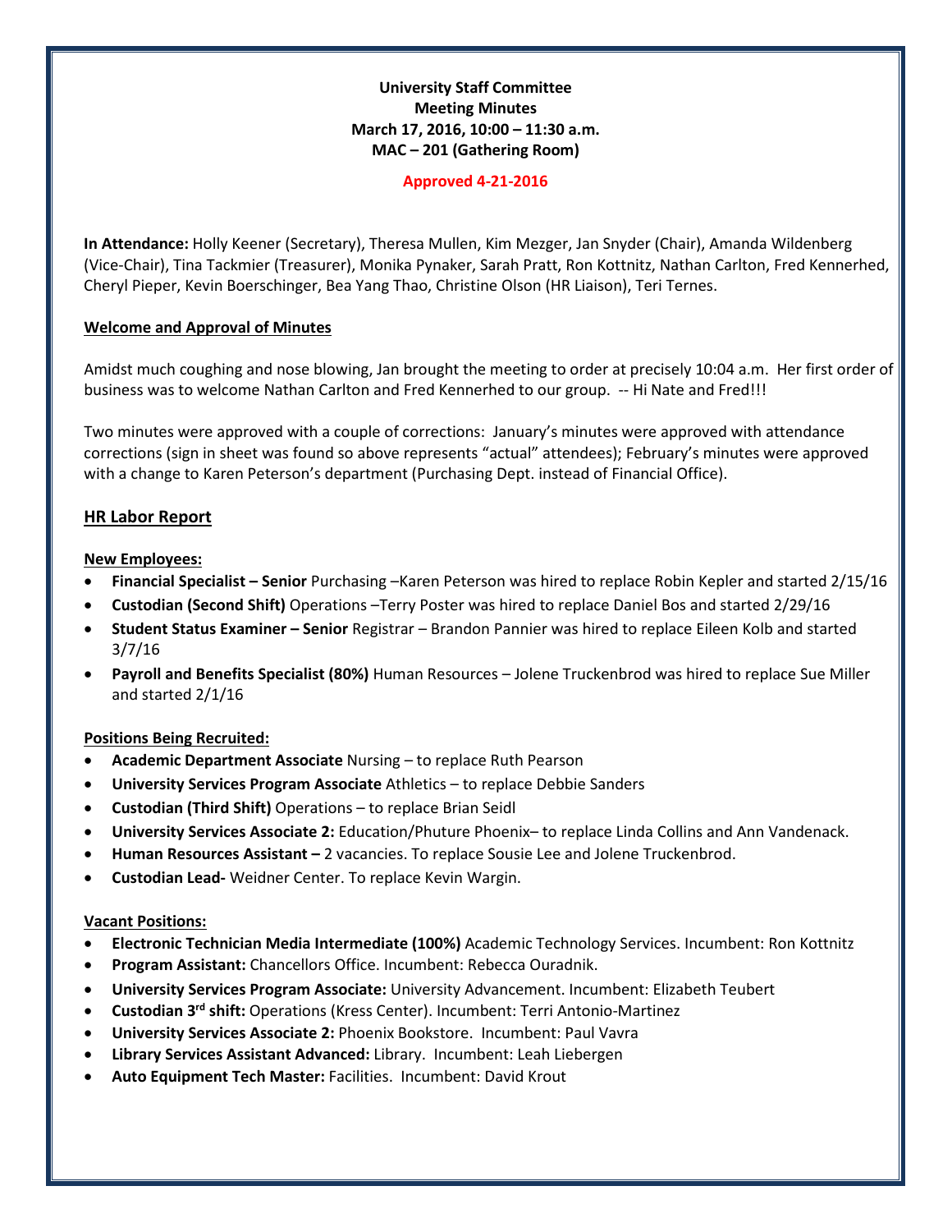**University Staff Committee**
**Meeting Minutes**
**March 17, 2016, 10:00 – 11:30 a.m.**
**MAC – 201 (Gathering Room)**

**Approved 4-21-2016**

**In Attendance:** Holly Keener (Secretary), Theresa Mullen, Kim Mezger, Jan Snyder (Chair), Amanda Wildenberg (Vice-Chair), Tina Tackmier (Treasurer), Monika Pynaker, Sarah Pratt, Ron Kottnitz, Nathan Carlton, Fred Kennerhed, Cheryl Pieper, Kevin Boerschinger, Bea Yang Thao, Christine Olson (HR Liaison), Teri Ternes.

## Welcome and Approval of Minutes

Amidst much coughing and nose blowing, Jan brought the meeting to order at precisely 10:04 a.m. Her first order of business was to welcome Nathan Carlton and Fred Kennerhed to our group. -- Hi Nate and Fred!!!

Two minutes were approved with a couple of corrections: January's minutes were approved with attendance corrections (sign in sheet was found so above represents "actual" attendees); February's minutes were approved with a change to Karen Peterson's department (Purchasing Dept. instead of Financial Office).

## HR Labor Report

### New Employees:

- **Financial Specialist – Senior** Purchasing –Karen Peterson was hired to replace Robin Kepler and started 2/15/16
- **Custodian (Second Shift)** Operations –Terry Poster was hired to replace Daniel Bos and started 2/29/16
- **Student Status Examiner – Senior** Registrar – Brandon Pannier was hired to replace Eileen Kolb and started 3/7/16
- **Payroll and Benefits Specialist (80%)** Human Resources – Jolene Truckenbrod was hired to replace Sue Miller and started 2/1/16

### Positions Being Recruited:

- **Academic Department Associate** Nursing – to replace Ruth Pearson
- **University Services Program Associate** Athletics – to replace Debbie Sanders
- **Custodian (Third Shift)** Operations – to replace Brian Seidl
- **University Services Associate 2:** Education/Phuture Phoenix– to replace Linda Collins and Ann Vandenack.
- **Human Resources Assistant –** 2 vacancies. To replace Sousie Lee and Jolene Truckenbrod.
- **Custodian Lead-** Weidner Center. To replace Kevin Wargin.

### Vacant Positions:

- **Electronic Technician Media Intermediate (100%)** Academic Technology Services. Incumbent: Ron Kottnitz
- **Program Assistant:** Chancellors Office. Incumbent: Rebecca Ouradnik.
- **University Services Program Associate:** University Advancement. Incumbent: Elizabeth Teubert
- **Custodian 3rd shift:** Operations (Kress Center). Incumbent: Terri Antonio-Martinez
- **University Services Associate 2:** Phoenix Bookstore. Incumbent: Paul Vavra
- **Library Services Assistant Advanced:** Library. Incumbent: Leah Liebergen
- **Auto Equipment Tech Master:** Facilities. Incumbent: David Krout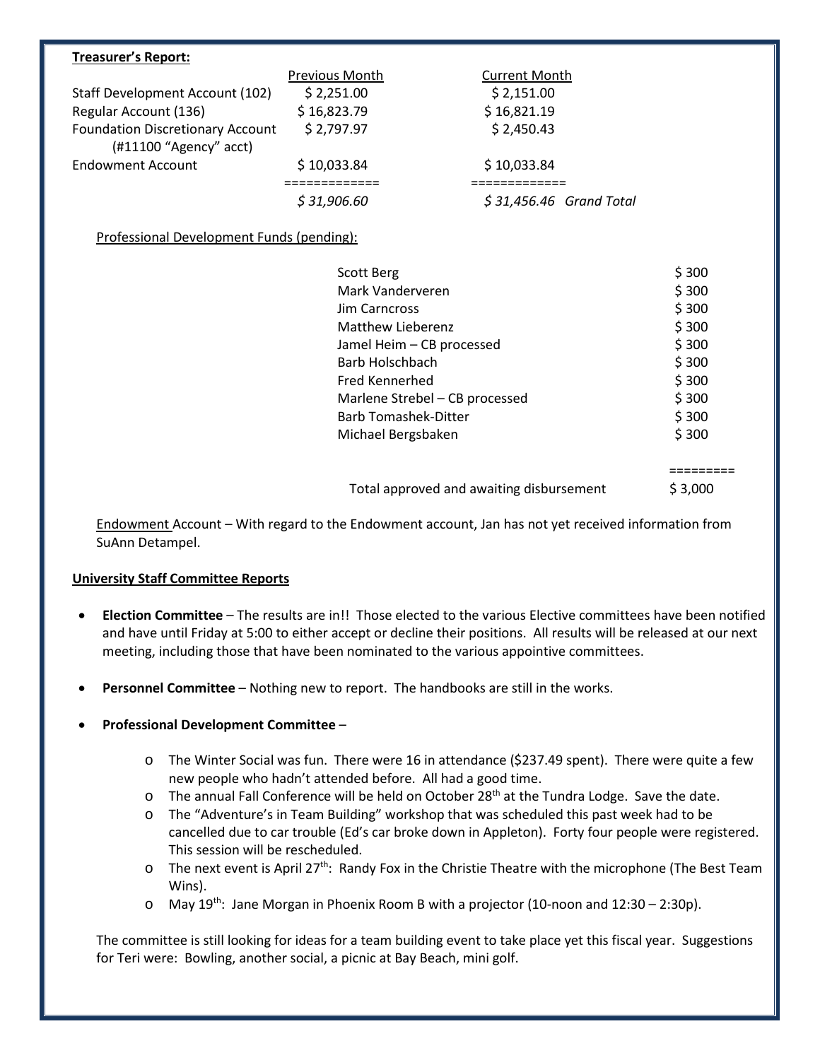**Treasurer's Report:**

| | Previous Month | Current Month | |
|---|---|---|---|
| Staff Development Account (102) | $ 2,251.00 | $ 2,151.00 | |
| Regular Account (136) | $ 16,823.79 | $ 16,821.19 | |
| Foundation Discretionary Account (#11100 "Agency" acct) | $ 2,797.97 | $ 2,450.43 | |
| Endowment Account | $ 10,033.84 | $ 10,033.84 | |
| | ============ | ============ | |
| | *$ 31,906.60* | *$ 31,456.46* | *Grand Total* |

Professional Development Funds (pending):

| Name | Amount |
|---|---|
| Scott Berg | $ 300 |
| Mark Vanderveren | $ 300 |
| Jim Carncross | $ 300 |
| Matthew Lieberenz | $ 300 |
| Jamel Heim – CB processed | $ 300 |
| Barb Holschbach | $ 300 |
| Fred Kennerhed | $ 300 |
| Marlene Strebel – CB processed | $ 300 |
| Barb Tomashek-Ditter | $ 300 |
| Michael Bergsbaken | $ 300 |
| | ========= |
| Total approved and awaiting disbursement | $ 3,000 |

Endowment Account – With regard to the Endowment account, Jan has not yet received information from SuAnn Detampel.

**University Staff Committee Reports**

- **Election Committee** – The results are in!! Those elected to the various Elective committees have been notified and have until Friday at 5:00 to either accept or decline their positions. All results will be released at our next meeting, including those that have been nominated to the various appointive committees.

- **Personnel Committee** – Nothing new to report. The handbooks are still in the works.

- **Professional Development Committee** –

  - The Winter Social was fun. There were 16 in attendance ($237.49 spent). There were quite a few new people who hadn't attended before. All had a good time.
  - The annual Fall Conference will be held on October 28th at the Tundra Lodge. Save the date.
  - The "Adventure's in Team Building" workshop that was scheduled this past week had to be cancelled due to car trouble (Ed's car broke down in Appleton). Forty four people were registered. This session will be rescheduled.
  - The next event is April 27th: Randy Fox in the Christie Theatre with the microphone (The Best Team Wins).
  - May 19th: Jane Morgan in Phoenix Room B with a projector (10-noon and 12:30 – 2:30p).

The committee is still looking for ideas for a team building event to take place yet this fiscal year. Suggestions for Teri were: Bowling, another social, a picnic at Bay Beach, mini golf.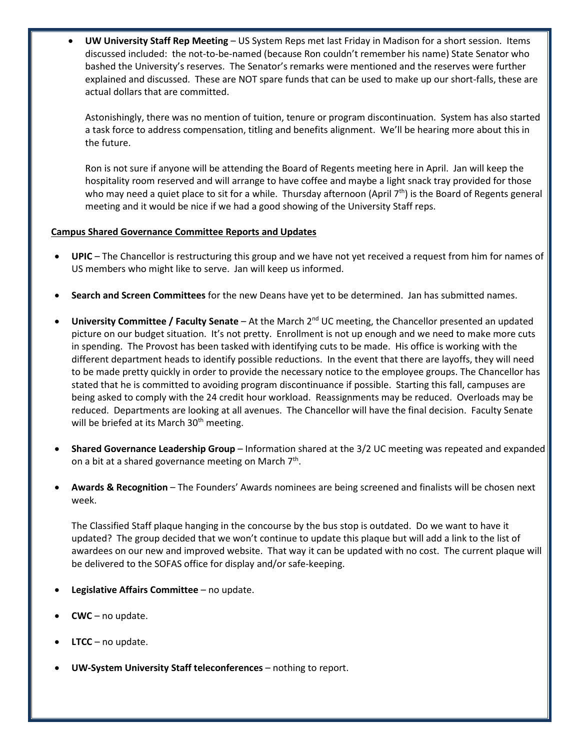- **UW University Staff Rep Meeting** – US System Reps met last Friday in Madison for a short session. Items discussed included: the not-to-be-named (because Ron couldn't remember his name) State Senator who bashed the University's reserves. The Senator's remarks were mentioned and the reserves were further explained and discussed. These are NOT spare funds that can be used to make up our short-falls, these are actual dollars that are committed.

  Astonishingly, there was no mention of tuition, tenure or program discontinuation. System has also started a task force to address compensation, titling and benefits alignment. We'll be hearing more about this in the future.

  Ron is not sure if anyone will be attending the Board of Regents meeting here in April. Jan will keep the hospitality room reserved and will arrange to have coffee and maybe a light snack tray provided for those who may need a quiet place to sit for a while. Thursday afternoon (April 7th) is the Board of Regents general meeting and it would be nice if we had a good showing of the University Staff reps.

**Campus Shared Governance Committee Reports and Updates**

- **UPIC** – The Chancellor is restructuring this group and we have not yet received a request from him for names of US members who might like to serve. Jan will keep us informed.

- **Search and Screen Committees** for the new Deans have yet to be determined. Jan has submitted names.

- **University Committee / Faculty Senate** – At the March 2nd UC meeting, the Chancellor presented an updated picture on our budget situation. It's not pretty. Enrollment is not up enough and we need to make more cuts in spending. The Provost has been tasked with identifying cuts to be made. His office is working with the different department heads to identify possible reductions. In the event that there are layoffs, they will need to be made pretty quickly in order to provide the necessary notice to the employee groups. The Chancellor has stated that he is committed to avoiding program discontinuance if possible. Starting this fall, campuses are being asked to comply with the 24 credit hour workload. Reassignments may be reduced. Overloads may be reduced. Departments are looking at all avenues. The Chancellor will have the final decision. Faculty Senate will be briefed at its March 30th meeting.

- **Shared Governance Leadership Group** – Information shared at the 3/2 UC meeting was repeated and expanded on a bit at a shared governance meeting on March 7th.

- **Awards & Recognition** – The Founders' Awards nominees are being screened and finalists will be chosen next week.

  The Classified Staff plaque hanging in the concourse by the bus stop is outdated. Do we want to have it updated? The group decided that we won't continue to update this plaque but will add a link to the list of awardees on our new and improved website. That way it can be updated with no cost. The current plaque will be delivered to the SOFAS office for display and/or safe-keeping.

- **Legislative Affairs Committee** – no update.

- **CWC** – no update.

- **LTCC** – no update.

- **UW-System University Staff teleconferences** – nothing to report.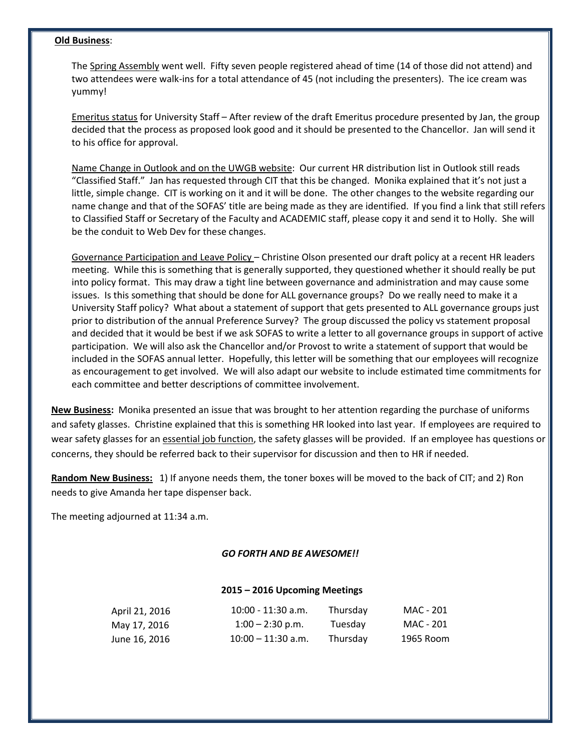**Old Business**:

The Spring Assembly went well. Fifty seven people registered ahead of time (14 of those did not attend) and two attendees were walk-ins for a total attendance of 45 (not including the presenters). The ice cream was yummy!

Emeritus status for University Staff – After review of the draft Emeritus procedure presented by Jan, the group decided that the process as proposed look good and it should be presented to the Chancellor. Jan will send it to his office for approval.

Name Change in Outlook and on the UWGB website: Our current HR distribution list in Outlook still reads "Classified Staff." Jan has requested through CIT that this be changed. Monika explained that it's not just a little, simple change. CIT is working on it and it will be done. The other changes to the website regarding our name change and that of the SOFAS' title are being made as they are identified. If you find a link that still refers to Classified Staff or Secretary of the Faculty and ACADEMIC staff, please copy it and send it to Holly. She will be the conduit to Web Dev for these changes.

Governance Participation and Leave Policy – Christine Olson presented our draft policy at a recent HR leaders meeting. While this is something that is generally supported, they questioned whether it should really be put into policy format. This may draw a tight line between governance and administration and may cause some issues. Is this something that should be done for ALL governance groups? Do we really need to make it a University Staff policy? What about a statement of support that gets presented to ALL governance groups just prior to distribution of the annual Preference Survey? The group discussed the policy vs statement proposal and decided that it would be best if we ask SOFAS to write a letter to all governance groups in support of active participation. We will also ask the Chancellor and/or Provost to write a statement of support that would be included in the SOFAS annual letter. Hopefully, this letter will be something that our employees will recognize as encouragement to get involved. We will also adapt our website to include estimated time commitments for each committee and better descriptions of committee involvement.

**New Business:** Monika presented an issue that was brought to her attention regarding the purchase of uniforms and safety glasses. Christine explained that this is something HR looked into last year. If employees are required to wear safety glasses for an essential job function, the safety glasses will be provided. If an employee has questions or concerns, they should be referred back to their supervisor for discussion and then to HR if needed.

**Random New Business:** 1) If anyone needs them, the toner boxes will be moved to the back of CIT; and 2) Ron needs to give Amanda her tape dispenser back.

The meeting adjourned at 11:34 a.m.

***GO FORTH AND BE AWESOME!!***

**2015 – 2016 Upcoming Meetings**

| | | | |
|---|---|---|---|
| April 21, 2016 | 10:00 - 11:30 a.m. | Thursday | MAC - 201 |
| May 17, 2016 | 1:00 – 2:30 p.m. | Tuesday | MAC - 201 |
| June 16, 2016 | 10:00 – 11:30 a.m. | Thursday | 1965 Room |